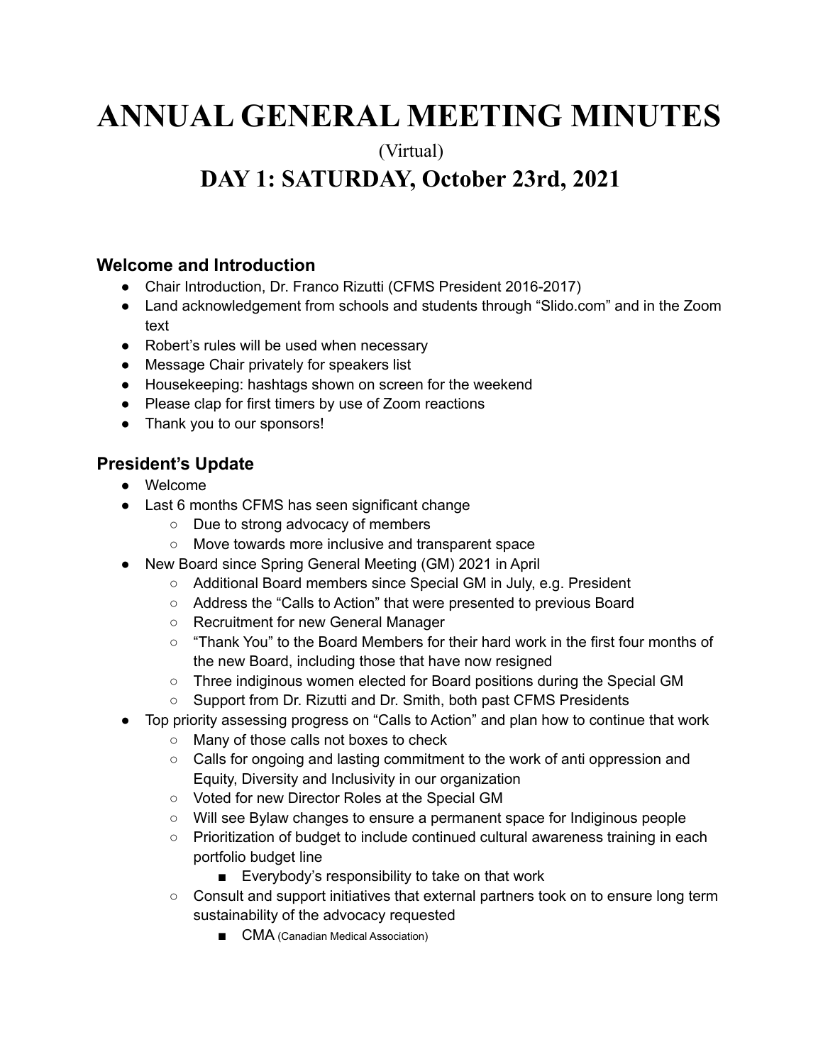# ANNUAL GENERAL MEETING MINUTES

(Virtual)

## DAY 1: SATURDAY, October 23rd, 2021

### Welcome and Introduction

- Chair Introduction, Dr. Franco Rizutti (CFMS President 2016-2017)
- Land acknowledgement from schools and students through "Slido.com" and in the Zoom text
- Robert's rules will be used when necessary
- Message Chair privately for speakers list
- Housekeeping: hashtags shown on screen for the weekend
- Please clap for first timers by use of Zoom reactions
- Thank you to our sponsors!

### President's Update

- Welcome
- Last 6 months CFMS has seen significant change
  - Due to strong advocacy of members
  - Move towards more inclusive and transparent space
- New Board since Spring General Meeting (GM) 2021 in April
  - Additional Board members since Special GM in July, e.g. President
  - Address the "Calls to Action" that were presented to previous Board
  - Recruitment for new General Manager
  - "Thank You" to the Board Members for their hard work in the first four months of the new Board, including those that have now resigned
  - Three indiginous women elected for Board positions during the Special GM
  - Support from Dr. Rizutti and Dr. Smith, both past CFMS Presidents
- Top priority assessing progress on "Calls to Action" and plan how to continue that work
  - Many of those calls not boxes to check
  - Calls for ongoing and lasting commitment to the work of anti oppression and Equity, Diversity and Inclusivity in our organization
  - Voted for new Director Roles at the Special GM
  - Will see Bylaw changes to ensure a permanent space for Indiginous people
  - Prioritization of budget to include continued cultural awareness training in each portfolio budget line
    - Everybody's responsibility to take on that work
  - Consult and support initiatives that external partners took on to ensure long term sustainability of the advocacy requested
    - CMA (Canadian Medical Association)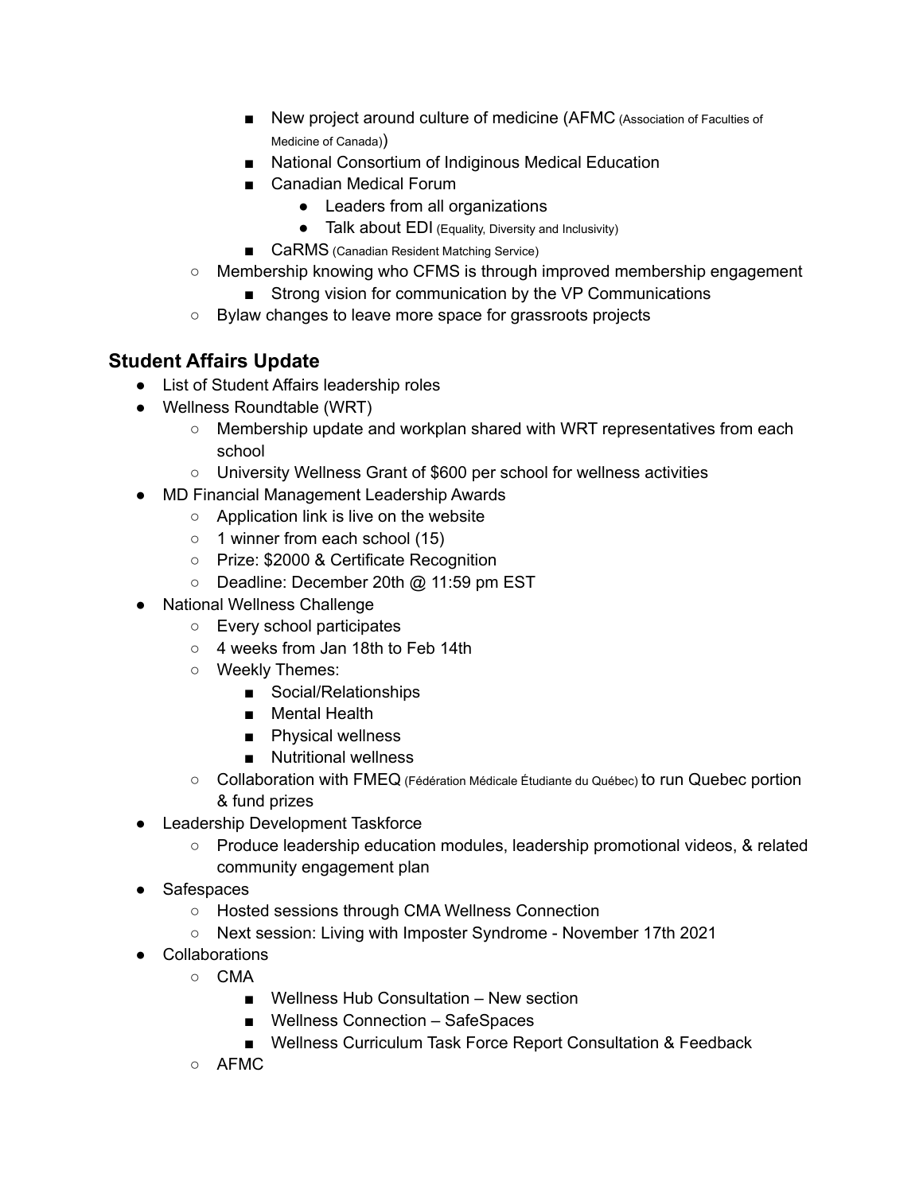- New project around culture of medicine (AFMC (Association of Faculties of Medicine of Canada))
        - National Consortium of Indiginous Medical Education
        - Canadian Medical Forum
            - Leaders from all organizations
            - Talk about EDI (Equality, Diversity and Inclusivity)
        - CaRMS (Canadian Resident Matching Service)
    - Membership knowing who CFMS is through improved membership engagement
        - Strong vision for communication by the VP Communications
    - Bylaw changes to leave more space for grassroots projects

### Student Affairs Update

- List of Student Affairs leadership roles
- Wellness Roundtable (WRT)
    - Membership update and workplan shared with WRT representatives from each school
    - University Wellness Grant of $600 per school for wellness activities
- MD Financial Management Leadership Awards
    - Application link is live on the website
    - 1 winner from each school (15)
    - Prize: $2000 & Certificate Recognition
    - Deadline: December 20th @ 11:59 pm EST
- National Wellness Challenge
    - Every school participates
    - 4 weeks from Jan 18th to Feb 14th
    - Weekly Themes:
        - Social/Relationships
        - Mental Health
        - Physical wellness
        - Nutritional wellness
    - Collaboration with FMEQ (Fédération Médicale Étudiante du Québec) to run Quebec portion & fund prizes
- Leadership Development Taskforce
    - Produce leadership education modules, leadership promotional videos, & related community engagement plan
- Safespaces
    - Hosted sessions through CMA Wellness Connection
    - Next session: Living with Imposter Syndrome - November 17th 2021
- Collaborations
    - CMA
        - Wellness Hub Consultation – New section
        - Wellness Connection – SafeSpaces
        - Wellness Curriculum Task Force Report Consultation & Feedback
    - AFMC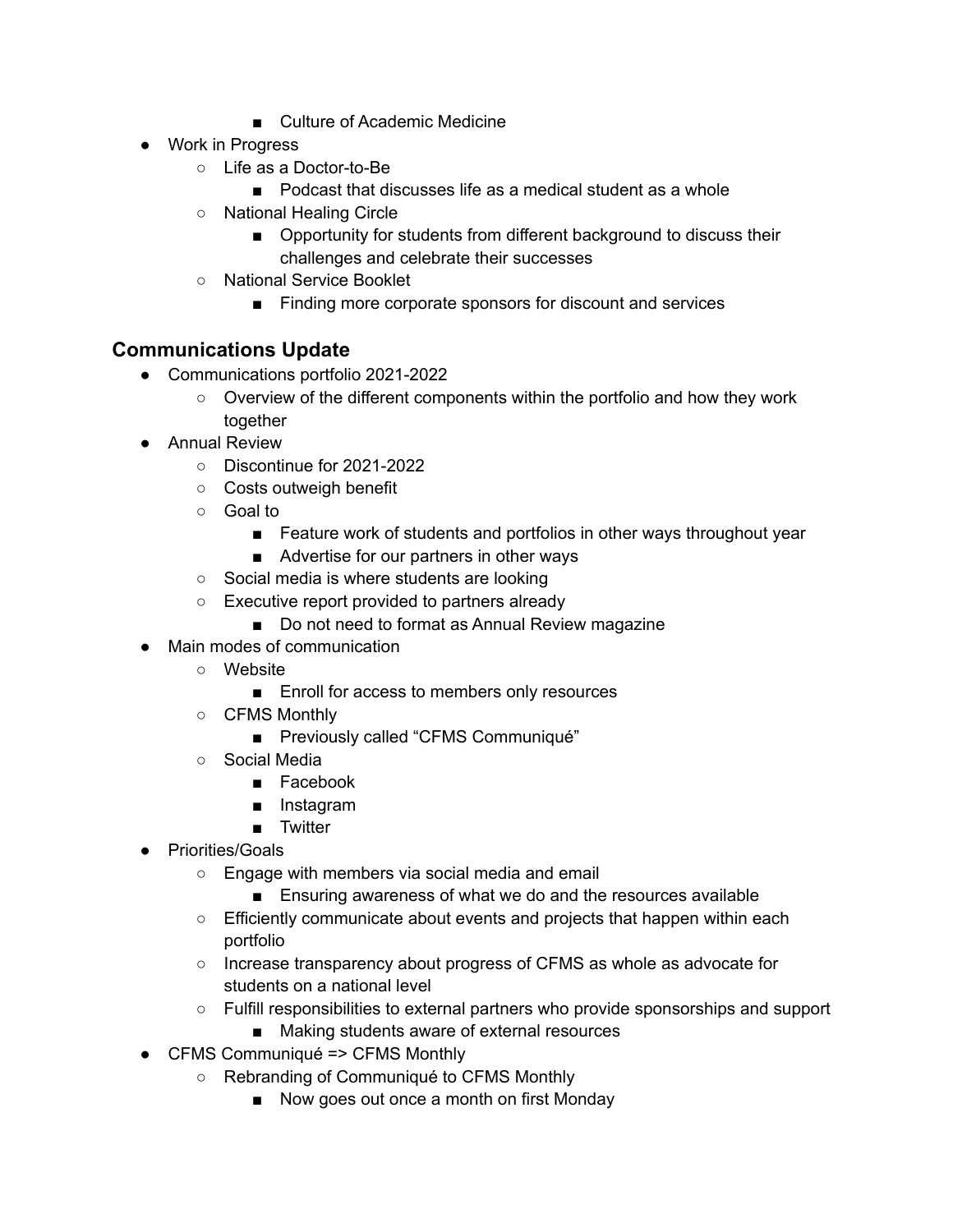- Culture of Academic Medicine
- Work in Progress
    - Life as a Doctor-to-Be
        - Podcast that discusses life as a medical student as a whole
    - National Healing Circle
        - Opportunity for students from different background to discuss their challenges and celebrate their successes
    - National Service Booklet
        - Finding more corporate sponsors for discount and services

## Communications Update

- Communications portfolio 2021-2022
    - Overview of the different components within the portfolio and how they work together
- Annual Review
    - Discontinue for 2021-2022
    - Costs outweigh benefit
    - Goal to
        - Feature work of students and portfolios in other ways throughout year
        - Advertise for our partners in other ways
    - Social media is where students are looking
    - Executive report provided to partners already
        - Do not need to format as Annual Review magazine
- Main modes of communication
    - Website
        - Enroll for access to members only resources
    - CFMS Monthly
        - Previously called “CFMS Communiqué”
    - Social Media
        - Facebook
        - Instagram
        - Twitter
- Priorities/Goals
    - Engage with members via social media and email
        - Ensuring awareness of what we do and the resources available
    - Efficiently communicate about events and projects that happen within each portfolio
    - Increase transparency about progress of CFMS as whole as advocate for students on a national level
    - Fulfill responsibilities to external partners who provide sponsorships and support
        - Making students aware of external resources
- CFMS Communiqué => CFMS Monthly
    - Rebranding of Communiqué to CFMS Monthly
        - Now goes out once a month on first Monday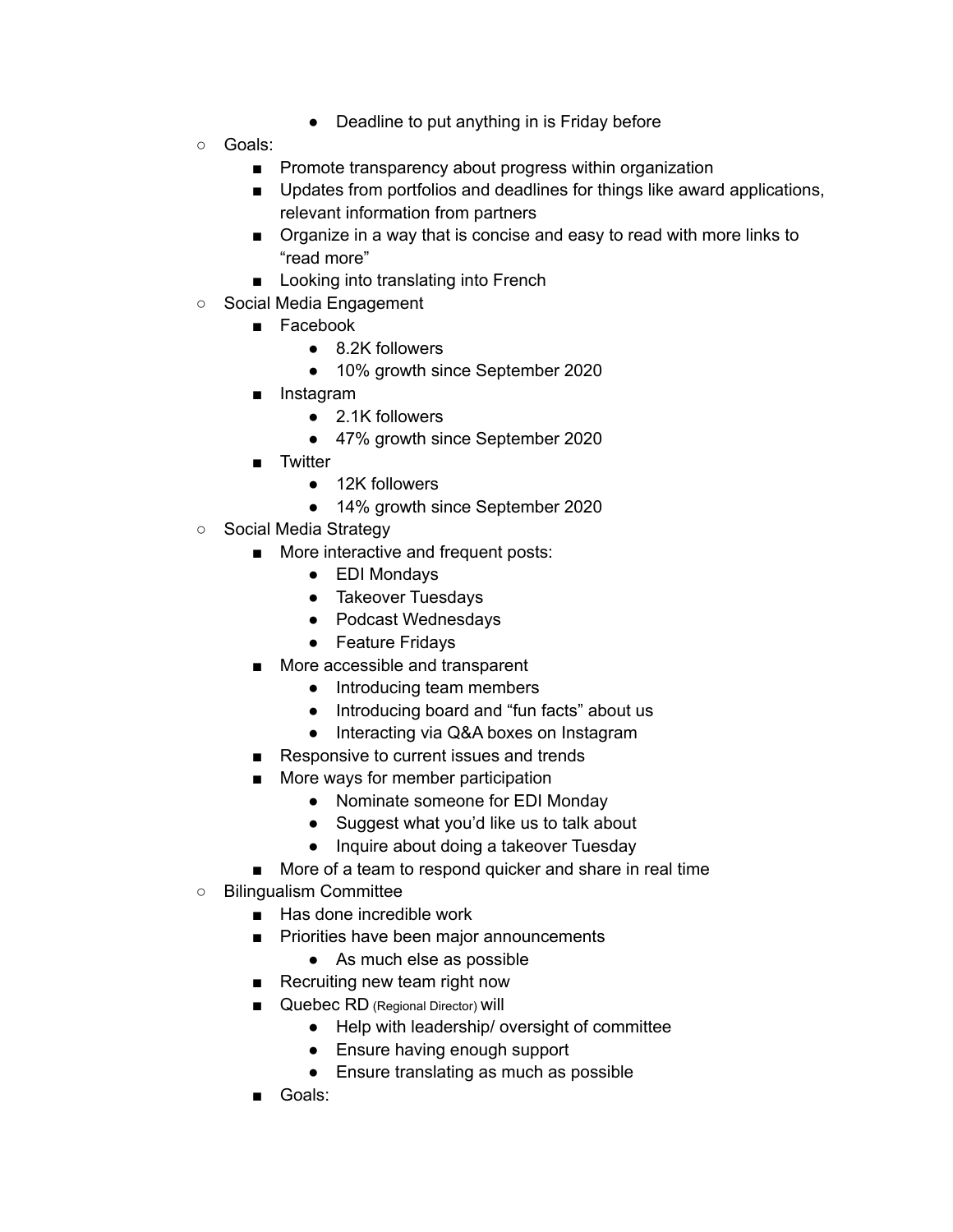- Deadline to put anything in is Friday before
- Goals:
  - Promote transparency about progress within organization
  - Updates from portfolios and deadlines for things like award applications, relevant information from partners
  - Organize in a way that is concise and easy to read with more links to "read more"
  - Looking into translating into French
- Social Media Engagement
  - Facebook
    - 8.2K followers
    - 10% growth since September 2020
  - Instagram
    - 2.1K followers
    - 47% growth since September 2020
  - Twitter
    - 12K followers
    - 14% growth since September 2020
- Social Media Strategy
  - More interactive and frequent posts:
    - EDI Mondays
    - Takeover Tuesdays
    - Podcast Wednesdays
    - Feature Fridays
  - More accessible and transparent
    - Introducing team members
    - Introducing board and "fun facts" about us
    - Interacting via Q&A boxes on Instagram
  - Responsive to current issues and trends
  - More ways for member participation
    - Nominate someone for EDI Monday
    - Suggest what you'd like us to talk about
    - Inquire about doing a takeover Tuesday
  - More of a team to respond quicker and share in real time
- Bilingualism Committee
  - Has done incredible work
  - Priorities have been major announcements
    - As much else as possible
  - Recruiting new team right now
  - Quebec RD (Regional Director) will
    - Help with leadership/ oversight of committee
    - Ensure having enough support
    - Ensure translating as much as possible
  - Goals: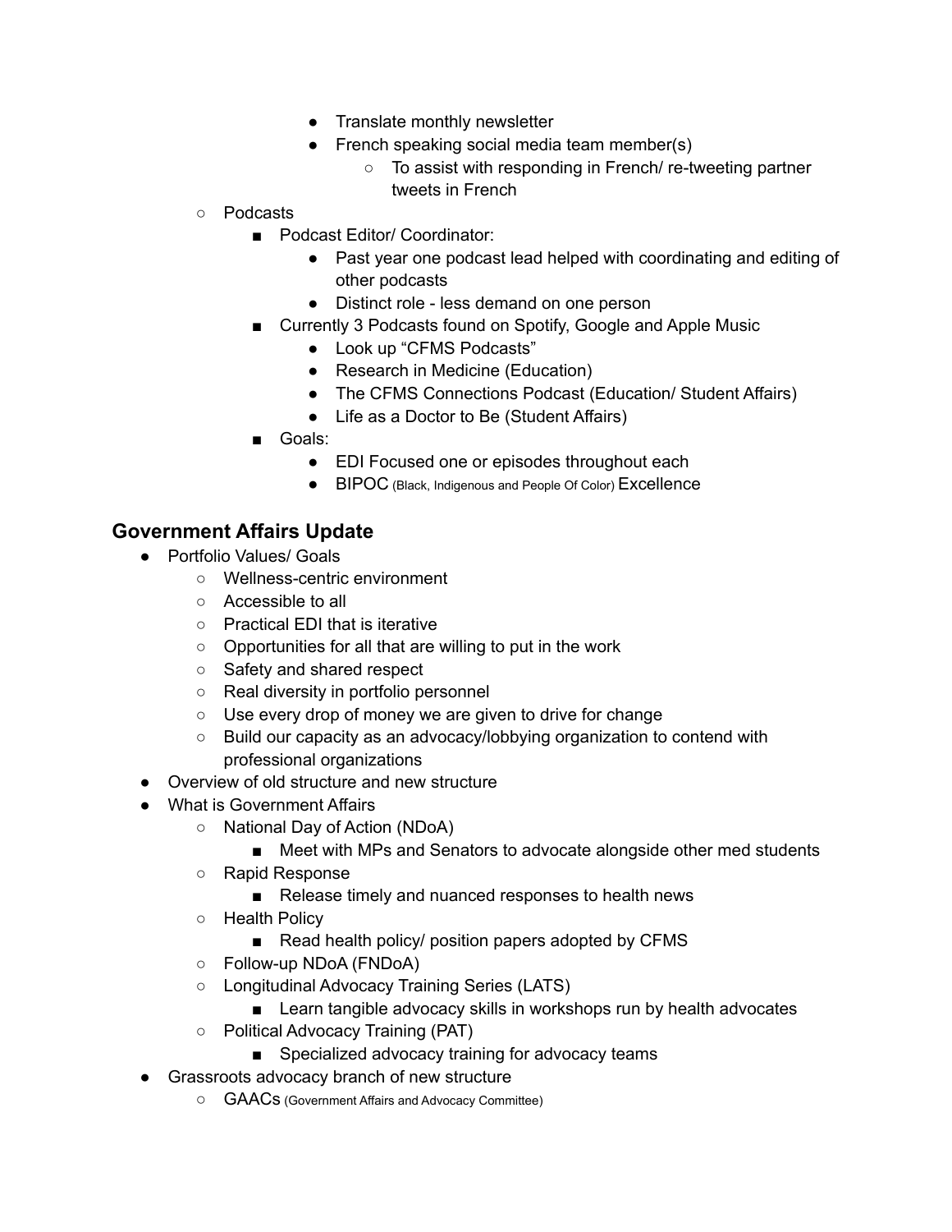- Translate monthly newsletter
        - French speaking social media team member(s)
            - To assist with responding in French/ re-tweeting partner tweets in French
- Podcasts
    - Podcast Editor/ Coordinator:
        - Past year one podcast lead helped with coordinating and editing of other podcasts
        - Distinct role - less demand on one person
    - Currently 3 Podcasts found on Spotify, Google and Apple Music
        - Look up "CFMS Podcasts"
        - Research in Medicine (Education)
        - The CFMS Connections Podcast (Education/ Student Affairs)
        - Life as a Doctor to Be (Student Affairs)
    - Goals:
        - EDI Focused one or episodes throughout each
        - BIPOC (Black, Indigenous and People Of Color) Excellence

## Government Affairs Update

- Portfolio Values/ Goals
    - Wellness-centric environment
    - Accessible to all
    - Practical EDI that is iterative
    - Opportunities for all that are willing to put in the work
    - Safety and shared respect
    - Real diversity in portfolio personnel
    - Use every drop of money we are given to drive for change
    - Build our capacity as an advocacy/lobbying organization to contend with professional organizations
- Overview of old structure and new structure
- What is Government Affairs
    - National Day of Action (NDoA)
        - Meet with MPs and Senators to advocate alongside other med students
    - Rapid Response
        - Release timely and nuanced responses to health news
    - Health Policy
        - Read health policy/ position papers adopted by CFMS
    - Follow-up NDoA (FNDoA)
    - Longitudinal Advocacy Training Series (LATS)
        - Learn tangible advocacy skills in workshops run by health advocates
    - Political Advocacy Training (PAT)
        - Specialized advocacy training for advocacy teams
- Grassroots advocacy branch of new structure
    - GAACs (Government Affairs and Advocacy Committee)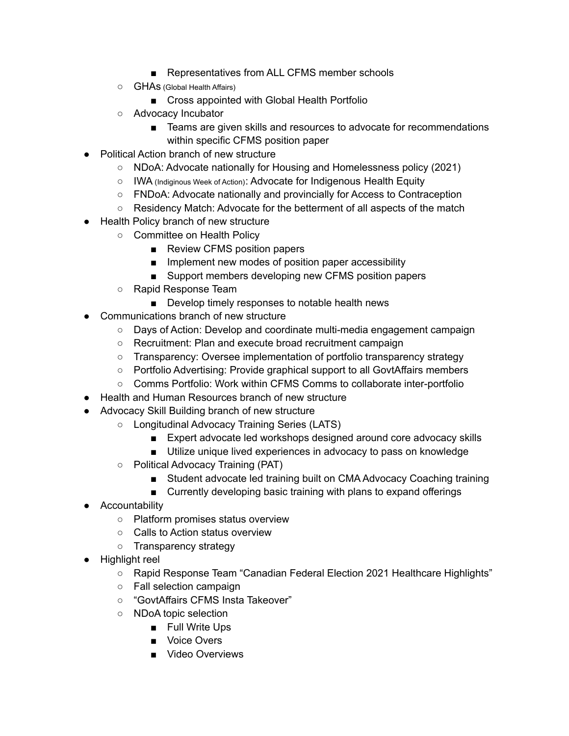- Representatives from ALL CFMS member schools
    - GHAs (Global Health Affairs)
        - Cross appointed with Global Health Portfolio
    - Advocacy Incubator
        - Teams are given skills and resources to advocate for recommendations within specific CFMS position paper
- Political Action branch of new structure
    - NDoA: Advocate nationally for Housing and Homelessness policy (2021)
    - IWA (Indiginous Week of Action): Advocate for Indigenous Health Equity
    - FNDoA: Advocate nationally and provincially for Access to Contraception
    - Residency Match: Advocate for the betterment of all aspects of the match
- Health Policy branch of new structure
    - Committee on Health Policy
        - Review CFMS position papers
        - Implement new modes of position paper accessibility
        - Support members developing new CFMS position papers
    - Rapid Response Team
        - Develop timely responses to notable health news
- Communications branch of new structure
    - Days of Action: Develop and coordinate multi-media engagement campaign
    - Recruitment: Plan and execute broad recruitment campaign
    - Transparency: Oversee implementation of portfolio transparency strategy
    - Portfolio Advertising: Provide graphical support to all GovtAffairs members
    - Comms Portfolio: Work within CFMS Comms to collaborate inter-portfolio
- Health and Human Resources branch of new structure
- Advocacy Skill Building branch of new structure
    - Longitudinal Advocacy Training Series (LATS)
        - Expert advocate led workshops designed around core advocacy skills
        - Utilize unique lived experiences in advocacy to pass on knowledge
    - Political Advocacy Training (PAT)
        - Student advocate led training built on CMA Advocacy Coaching training
        - Currently developing basic training with plans to expand offerings
- Accountability
    - Platform promises status overview
    - Calls to Action status overview
    - Transparency strategy
- Highlight reel
    - Rapid Response Team "Canadian Federal Election 2021 Healthcare Highlights"
    - Fall selection campaign
    - "GovtAffairs CFMS Insta Takeover"
    - NDoA topic selection
        - Full Write Ups
        - Voice Overs
        - Video Overviews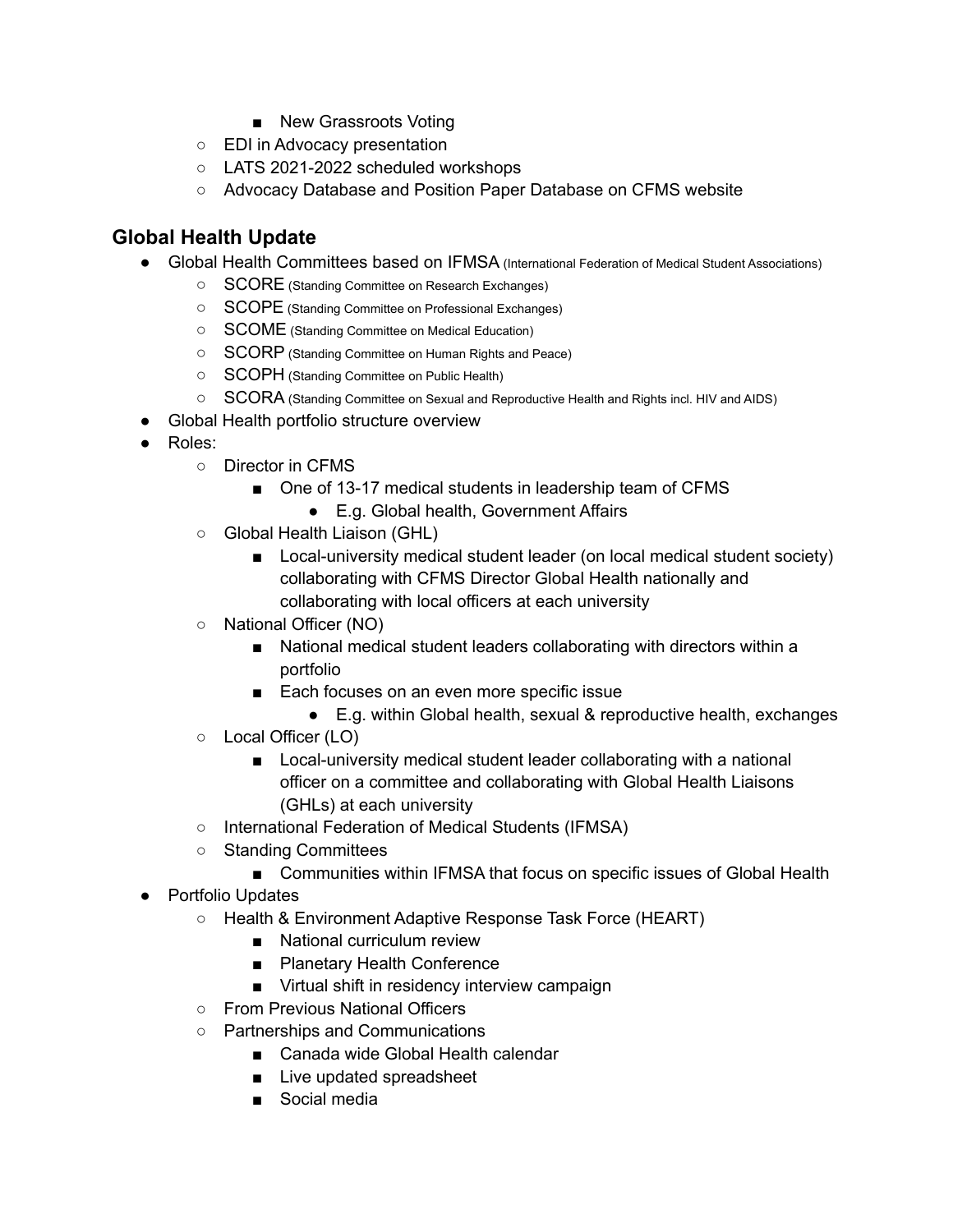- New Grassroots Voting
  - EDI in Advocacy presentation
  - LATS 2021-2022 scheduled workshops
  - Advocacy Database and Position Paper Database on CFMS website

## Global Health Update

- Global Health Committees based on IFMSA (International Federation of Medical Student Associations)
  - SCORE (Standing Committee on Research Exchanges)
  - SCOPE (Standing Committee on Professional Exchanges)
  - SCOME (Standing Committee on Medical Education)
  - SCORP (Standing Committee on Human Rights and Peace)
  - SCOPH (Standing Committee on Public Health)
  - SCORA (Standing Committee on Sexual and Reproductive Health and Rights incl. HIV and AIDS)
- Global Health portfolio structure overview
- Roles:
  - Director in CFMS
    - One of 13-17 medical students in leadership team of CFMS
      - E.g. Global health, Government Affairs
  - Global Health Liaison (GHL)
    - Local-university medical student leader (on local medical student society) collaborating with CFMS Director Global Health nationally and collaborating with local officers at each university
  - National Officer (NO)
    - National medical student leaders collaborating with directors within a portfolio
    - Each focuses on an even more specific issue
      - E.g. within Global health, sexual & reproductive health, exchanges
  - Local Officer (LO)
    - Local-university medical student leader collaborating with a national officer on a committee and collaborating with Global Health Liaisons (GHLs) at each university
  - International Federation of Medical Students (IFMSA)
  - Standing Committees
    - Communities within IFMSA that focus on specific issues of Global Health
- Portfolio Updates
  - Health & Environment Adaptive Response Task Force (HEART)
    - National curriculum review
    - Planetary Health Conference
    - Virtual shift in residency interview campaign
  - From Previous National Officers
  - Partnerships and Communications
    - Canada wide Global Health calendar
    - Live updated spreadsheet
    - Social media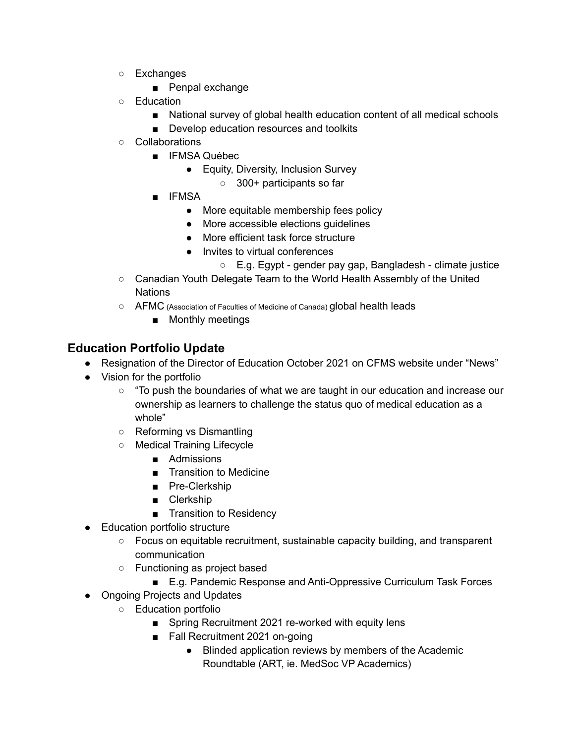- Exchanges
    - Penpal exchange
- Education
    - National survey of global health education content of all medical schools
    - Develop education resources and toolkits
- Collaborations
    - IFMSA Québec
        - Equity, Diversity, Inclusion Survey
            - 300+ participants so far
    - IFMSA
        - More equitable membership fees policy
        - More accessible elections guidelines
        - More efficient task force structure
        - Invites to virtual conferences
            - E.g. Egypt - gender pay gap, Bangladesh - climate justice
- Canadian Youth Delegate Team to the World Health Assembly of the United Nations
- AFMC (Association of Faculties of Medicine of Canada) global health leads
    - Monthly meetings

## Education Portfolio Update

- Resignation of the Director of Education October 2021 on CFMS website under "News"
- Vision for the portfolio
    - "To push the boundaries of what we are taught in our education and increase our ownership as learners to challenge the status quo of medical education as a whole"
    - Reforming vs Dismantling
    - Medical Training Lifecycle
        - Admissions
        - Transition to Medicine
        - Pre-Clerkship
        - Clerkship
        - Transition to Residency
- Education portfolio structure
    - Focus on equitable recruitment, sustainable capacity building, and transparent communication
    - Functioning as project based
        - E.g. Pandemic Response and Anti-Oppressive Curriculum Task Forces
- Ongoing Projects and Updates
    - Education portfolio
        - Spring Recruitment 2021 re-worked with equity lens
        - Fall Recruitment 2021 on-going
            - Blinded application reviews by members of the Academic Roundtable (ART, ie. MedSoc VP Academics)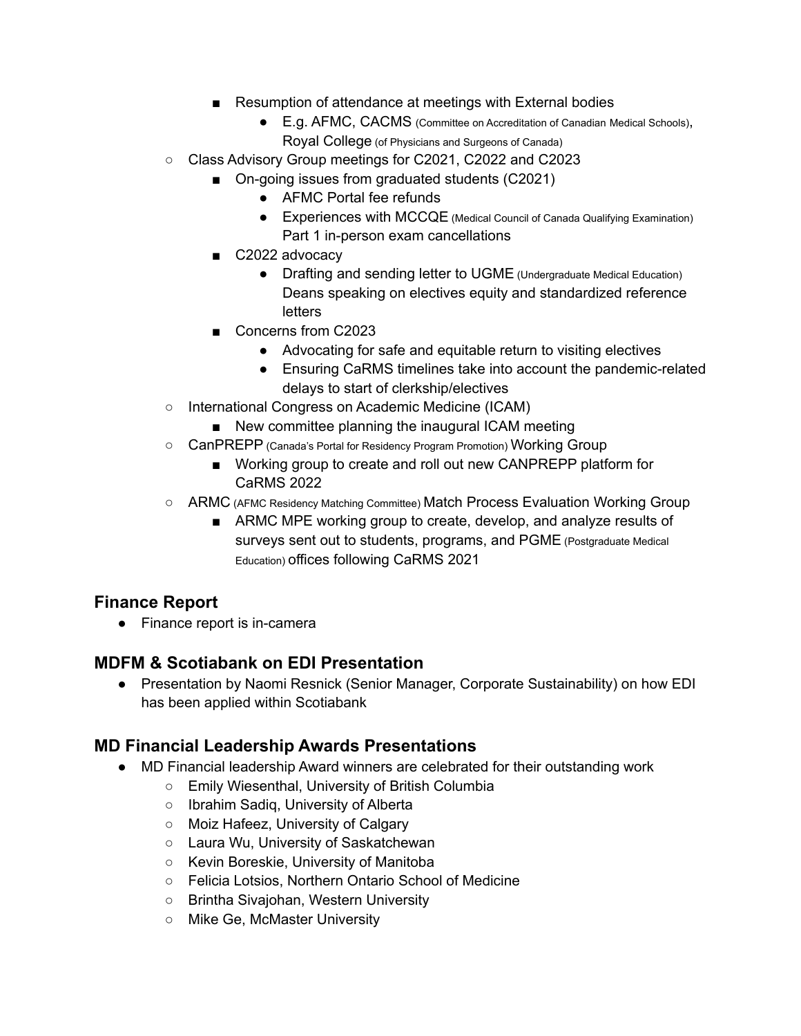- Resumption of attendance at meetings with External bodies
            - E.g. AFMC, CACMS (Committee on Accreditation of Canadian Medical Schools), Royal College (of Physicians and Surgeons of Canada)
    - Class Advisory Group meetings for C2021, C2022 and C2023
        - On-going issues from graduated students (C2021)
            - AFMC Portal fee refunds
            - Experiences with MCCQE (Medical Council of Canada Qualifying Examination) Part 1 in-person exam cancellations
        - C2022 advocacy
            - Drafting and sending letter to UGME (Undergraduate Medical Education) Deans speaking on electives equity and standardized reference letters
        - Concerns from C2023
            - Advocating for safe and equitable return to visiting electives
            - Ensuring CaRMS timelines take into account the pandemic-related delays to start of clerkship/electives
    - International Congress on Academic Medicine (ICAM)
        - New committee planning the inaugural ICAM meeting
    - CanPREPP (Canada's Portal for Residency Program Promotion) Working Group
        - Working group to create and roll out new CANPREPP platform for CaRMS 2022
    - ARMC (AFMC Residency Matching Committee) Match Process Evaluation Working Group
        - ARMC MPE working group to create, develop, and analyze results of surveys sent out to students, programs, and PGME (Postgraduate Medical Education) offices following CaRMS 2021

## Finance Report

- Finance report is in-camera

## MDFM & Scotiabank on EDI Presentation

- Presentation by Naomi Resnick (Senior Manager, Corporate Sustainability) on how EDI has been applied within Scotiabank

## MD Financial Leadership Awards Presentations

- MD Financial leadership Award winners are celebrated for their outstanding work
    - Emily Wiesenthal, University of British Columbia
    - Ibrahim Sadiq, University of Alberta
    - Moiz Hafeez, University of Calgary
    - Laura Wu, University of Saskatchewan
    - Kevin Boreskie, University of Manitoba
    - Felicia Lotsios, Northern Ontario School of Medicine
    - Brintha Sivajohan, Western University
    - Mike Ge, McMaster University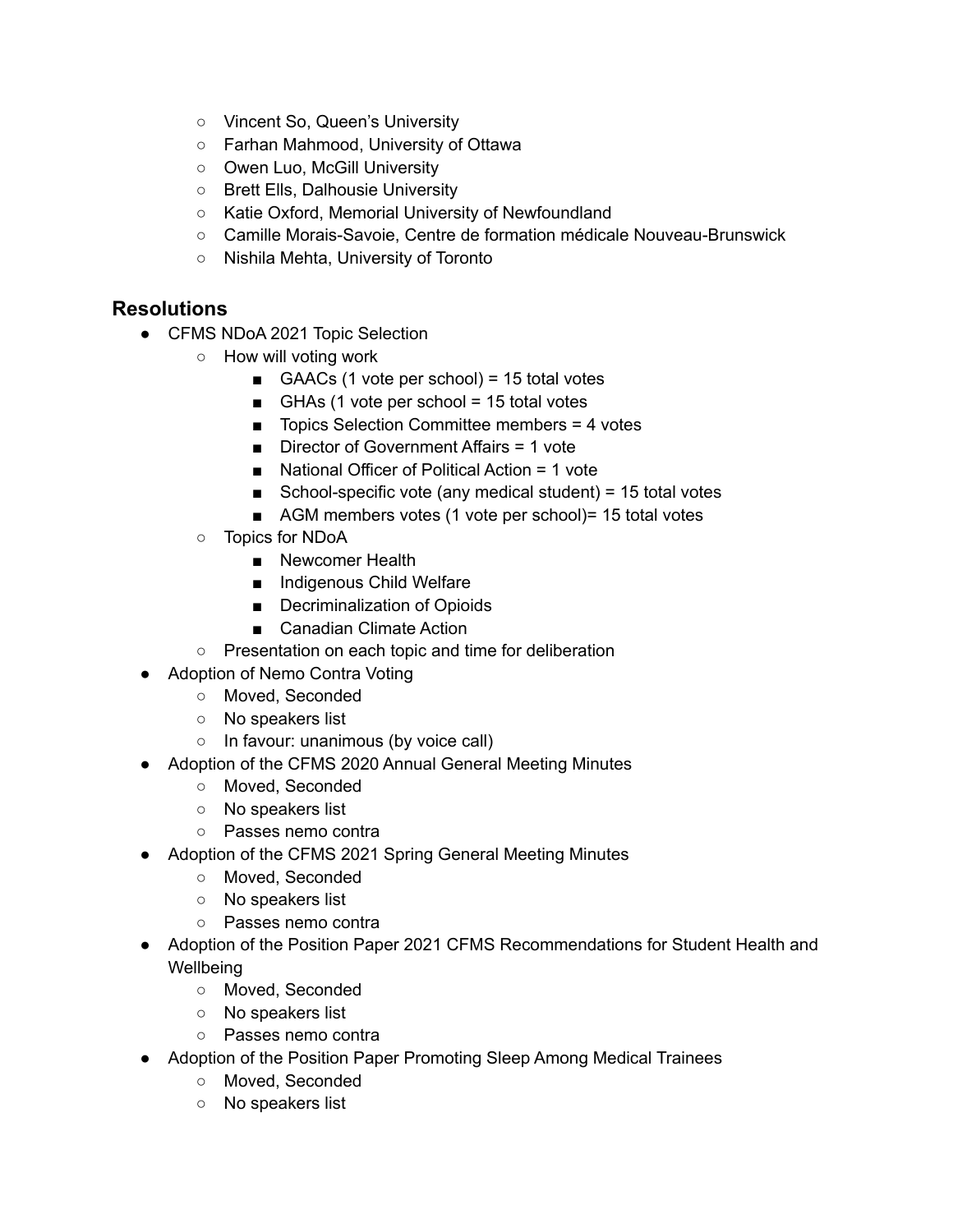- Vincent So, Queen's University
- Farhan Mahmood, University of Ottawa
- Owen Luo, McGill University
- Brett Ells, Dalhousie University
- Katie Oxford, Memorial University of Newfoundland
- Camille Morais-Savoie, Centre de formation médicale Nouveau-Brunswick
- Nishila Mehta, University of Toronto

## Resolutions

- CFMS NDoA 2021 Topic Selection
  - How will voting work
    - GAACs (1 vote per school) = 15 total votes
    - GHAs (1 vote per school = 15 total votes
    - Topics Selection Committee members = 4 votes
    - Director of Government Affairs = 1 vote
    - National Officer of Political Action = 1 vote
    - School-specific vote (any medical student) = 15 total votes
    - AGM members votes (1 vote per school)= 15 total votes
  - Topics for NDoA
    - Newcomer Health
    - Indigenous Child Welfare
    - Decriminalization of Opioids
    - Canadian Climate Action
  - Presentation on each topic and time for deliberation
- Adoption of Nemo Contra Voting
  - Moved, Seconded
  - No speakers list
  - In favour: unanimous (by voice call)
- Adoption of the CFMS 2020 Annual General Meeting Minutes
  - Moved, Seconded
  - No speakers list
  - Passes nemo contra
- Adoption of the CFMS 2021 Spring General Meeting Minutes
  - Moved, Seconded
  - No speakers list
  - Passes nemo contra
- Adoption of the Position Paper 2021 CFMS Recommendations for Student Health and Wellbeing
  - Moved, Seconded
  - No speakers list
  - Passes nemo contra
- Adoption of the Position Paper Promoting Sleep Among Medical Trainees
  - Moved, Seconded
  - No speakers list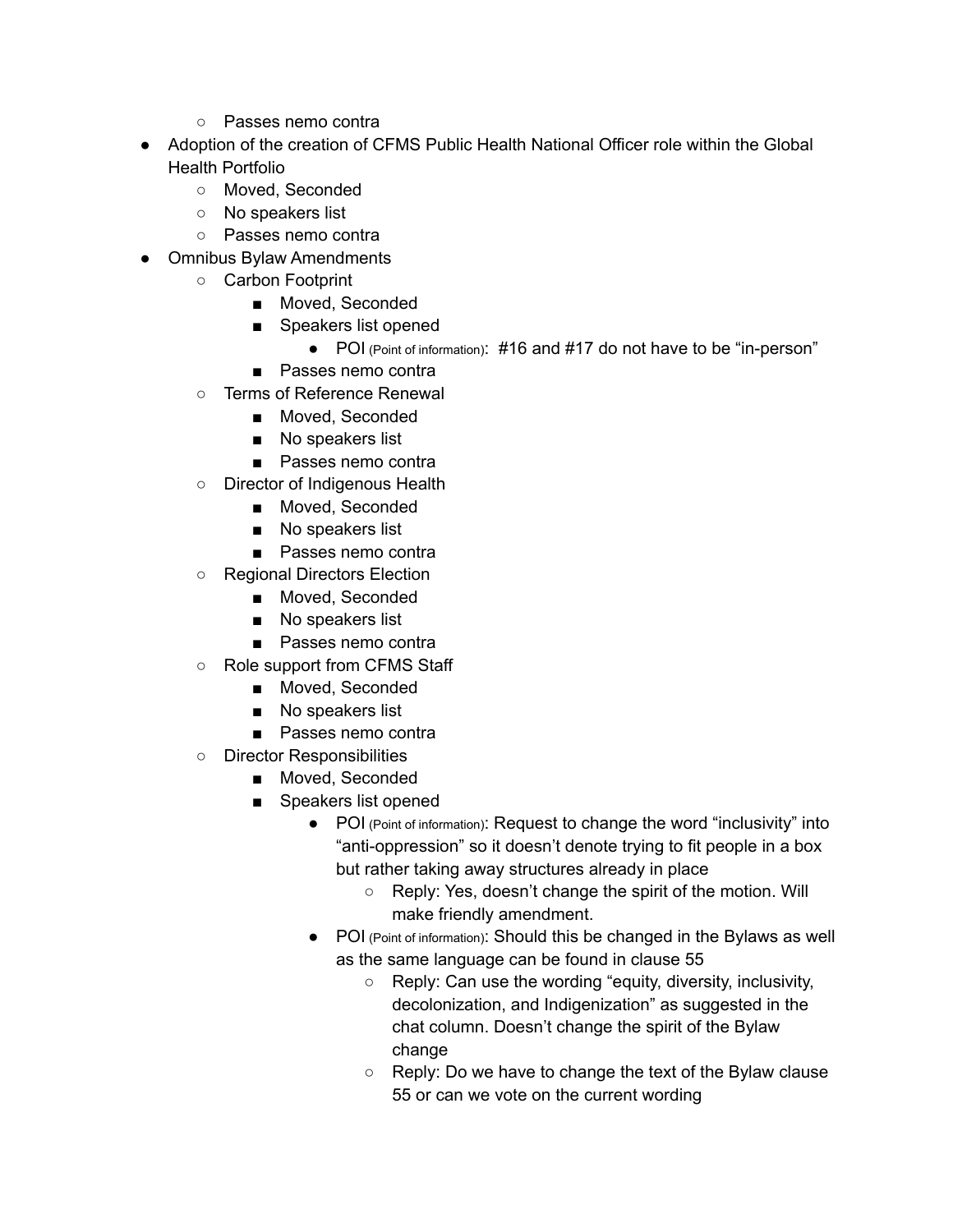- Passes nemo contra
- Adoption of the creation of CFMS Public Health National Officer role within the Global Health Portfolio
    - Moved, Seconded
    - No speakers list
    - Passes nemo contra
- Omnibus Bylaw Amendments
    - Carbon Footprint
        - Moved, Seconded
        - Speakers list opened
            - POI (Point of information): #16 and #17 do not have to be "in-person"
        - Passes nemo contra
    - Terms of Reference Renewal
        - Moved, Seconded
        - No speakers list
        - Passes nemo contra
    - Director of Indigenous Health
        - Moved, Seconded
        - No speakers list
        - Passes nemo contra
    - Regional Directors Election
        - Moved, Seconded
        - No speakers list
        - Passes nemo contra
    - Role support from CFMS Staff
        - Moved, Seconded
        - No speakers list
        - Passes nemo contra
    - Director Responsibilities
        - Moved, Seconded
        - Speakers list opened
            - POI (Point of information): Request to change the word "inclusivity" into "anti-oppression" so it doesn't denote trying to fit people in a box but rather taking away structures already in place
                - Reply: Yes, doesn't change the spirit of the motion. Will make friendly amendment.
            - POI (Point of information): Should this be changed in the Bylaws as well as the same language can be found in clause 55
                - Reply: Can use the wording "equity, diversity, inclusivity, decolonization, and Indigenization" as suggested in the chat column. Doesn't change the spirit of the Bylaw change
                - Reply: Do we have to change the text of the Bylaw clause 55 or can we vote on the current wording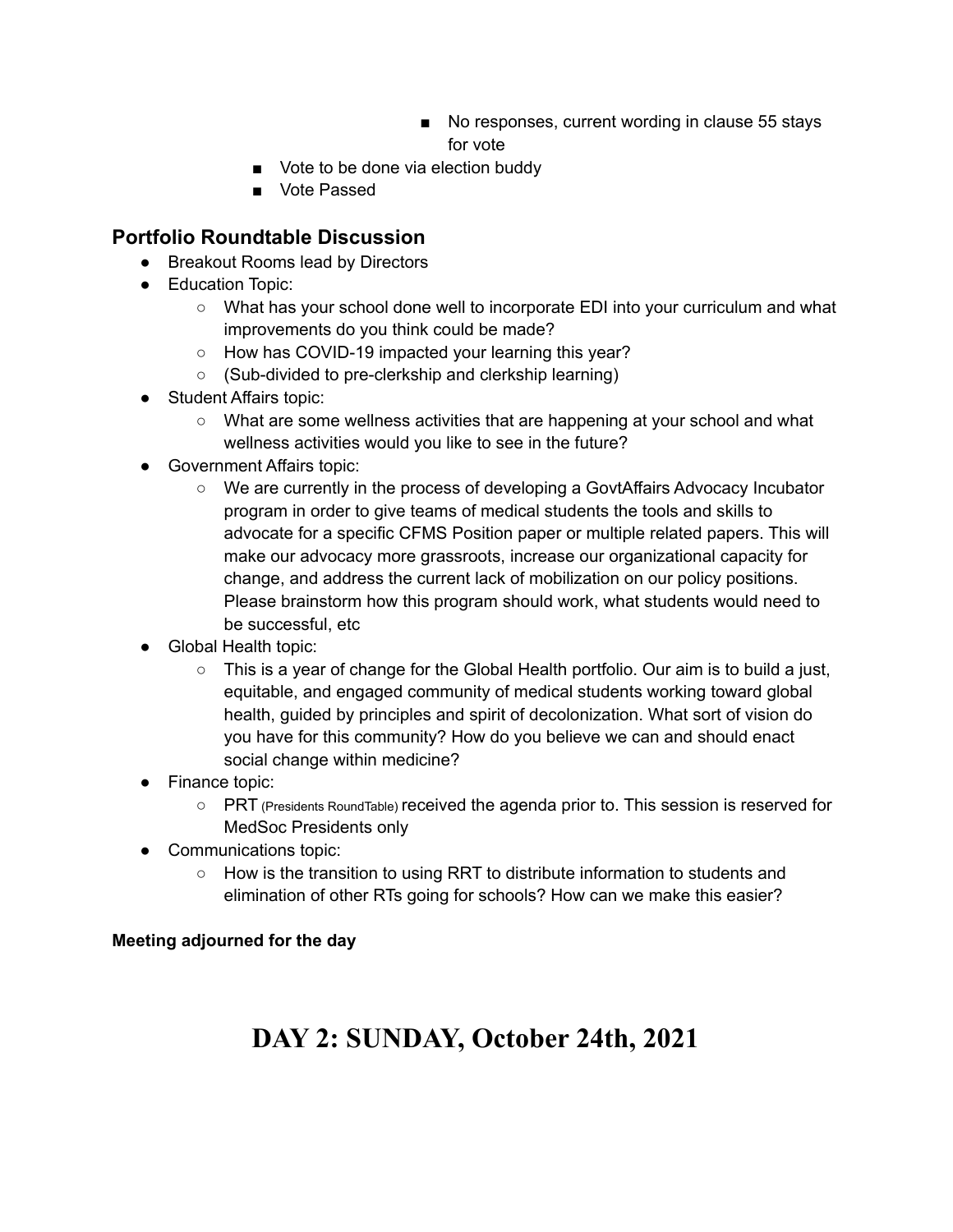- No responses, current wording in clause 55 stays for vote
    - Vote to be done via election buddy
    - Vote Passed

## Portfolio Roundtable Discussion

- Breakout Rooms lead by Directors
- Education Topic:
    - What has your school done well to incorporate EDI into your curriculum and what improvements do you think could be made?
    - How has COVID-19 impacted your learning this year?
    - (Sub-divided to pre-clerkship and clerkship learning)
- Student Affairs topic:
    - What are some wellness activities that are happening at your school and what wellness activities would you like to see in the future?
- Government Affairs topic:
    - We are currently in the process of developing a GovtAffairs Advocacy Incubator program in order to give teams of medical students the tools and skills to advocate for a specific CFMS Position paper or multiple related papers. This will make our advocacy more grassroots, increase our organizational capacity for change, and address the current lack of mobilization on our policy positions. Please brainstorm how this program should work, what students would need to be successful, etc
- Global Health topic:
    - This is a year of change for the Global Health portfolio. Our aim is to build a just, equitable, and engaged community of medical students working toward global health, guided by principles and spirit of decolonization. What sort of vision do you have for this community? How do you believe we can and should enact social change within medicine?
- Finance topic:
    - PRT (Presidents RoundTable) received the agenda prior to. This session is reserved for MedSoc Presidents only
- Communications topic:
    - How is the transition to using RRT to distribute information to students and elimination of other RTs going for schools? How can we make this easier?

**Meeting adjourned for the day**

# DAY 2: SUNDAY, October 24th, 2021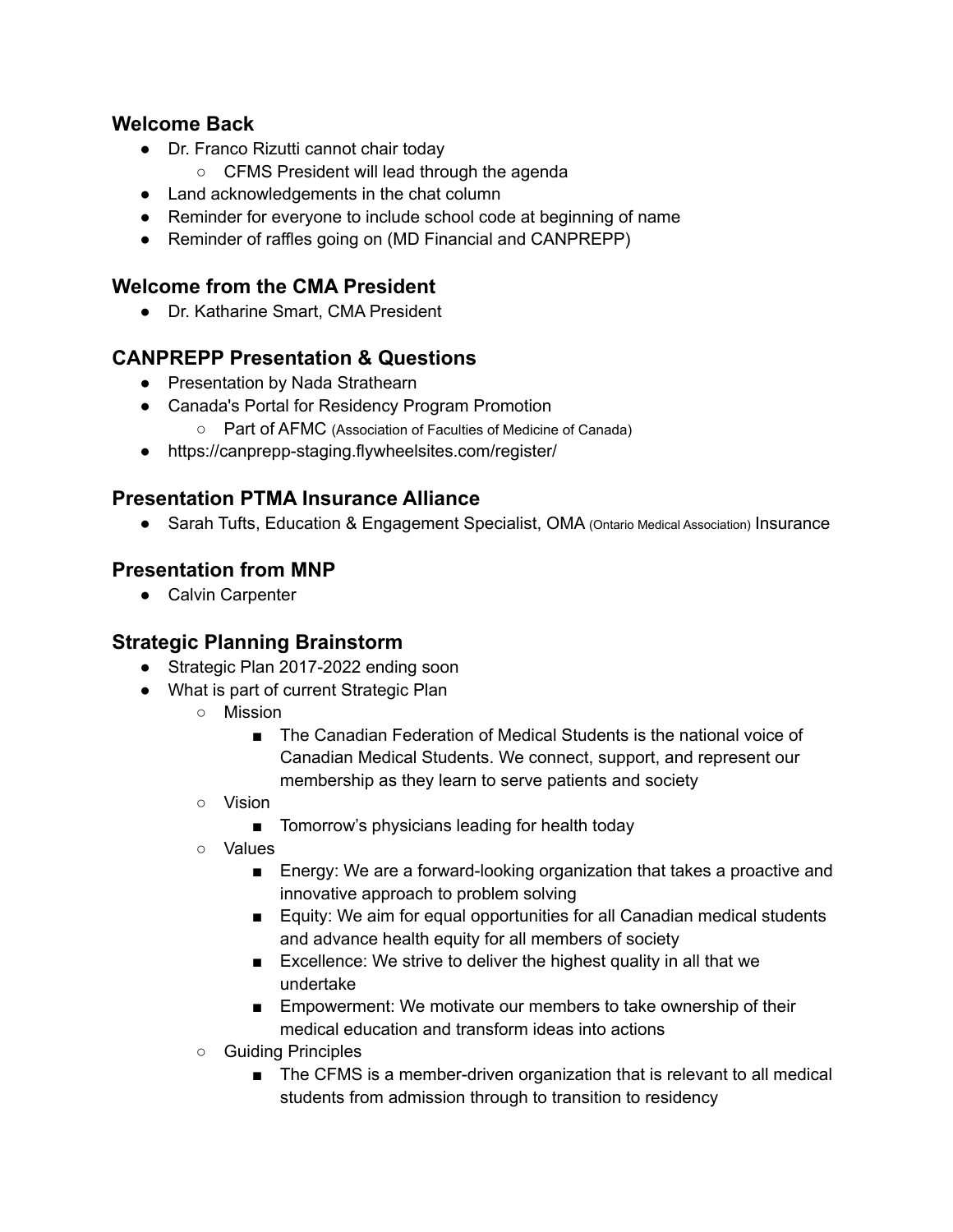### Welcome Back

- Dr. Franco Rizutti cannot chair today
  - CFMS President will lead through the agenda
- Land acknowledgements in the chat column
- Reminder for everyone to include school code at beginning of name
- Reminder of raffles going on (MD Financial and CANPREPP)

### Welcome from the CMA President

- Dr. Katharine Smart, CMA President

### CANPREPP Presentation & Questions

- Presentation by Nada Strathearn
- Canada's Portal for Residency Program Promotion
  - Part of AFMC (Association of Faculties of Medicine of Canada)
- https://canprepp-staging.flywheelsites.com/register/

### Presentation PTMA Insurance Alliance

- Sarah Tufts, Education & Engagement Specialist, OMA (Ontario Medical Association) Insurance

### Presentation from MNP

- Calvin Carpenter

### Strategic Planning Brainstorm

- Strategic Plan 2017-2022 ending soon
- What is part of current Strategic Plan
  - Mission
    - The Canadian Federation of Medical Students is the national voice of Canadian Medical Students. We connect, support, and represent our membership as they learn to serve patients and society
  - Vision
    - Tomorrow's physicians leading for health today
  - Values
    - Energy: We are a forward-looking organization that takes a proactive and innovative approach to problem solving
    - Equity: We aim for equal opportunities for all Canadian medical students and advance health equity for all members of society
    - Excellence: We strive to deliver the highest quality in all that we undertake
    - Empowerment: We motivate our members to take ownership of their medical education and transform ideas into actions
  - Guiding Principles
    - The CFMS is a member-driven organization that is relevant to all medical students from admission through to transition to residency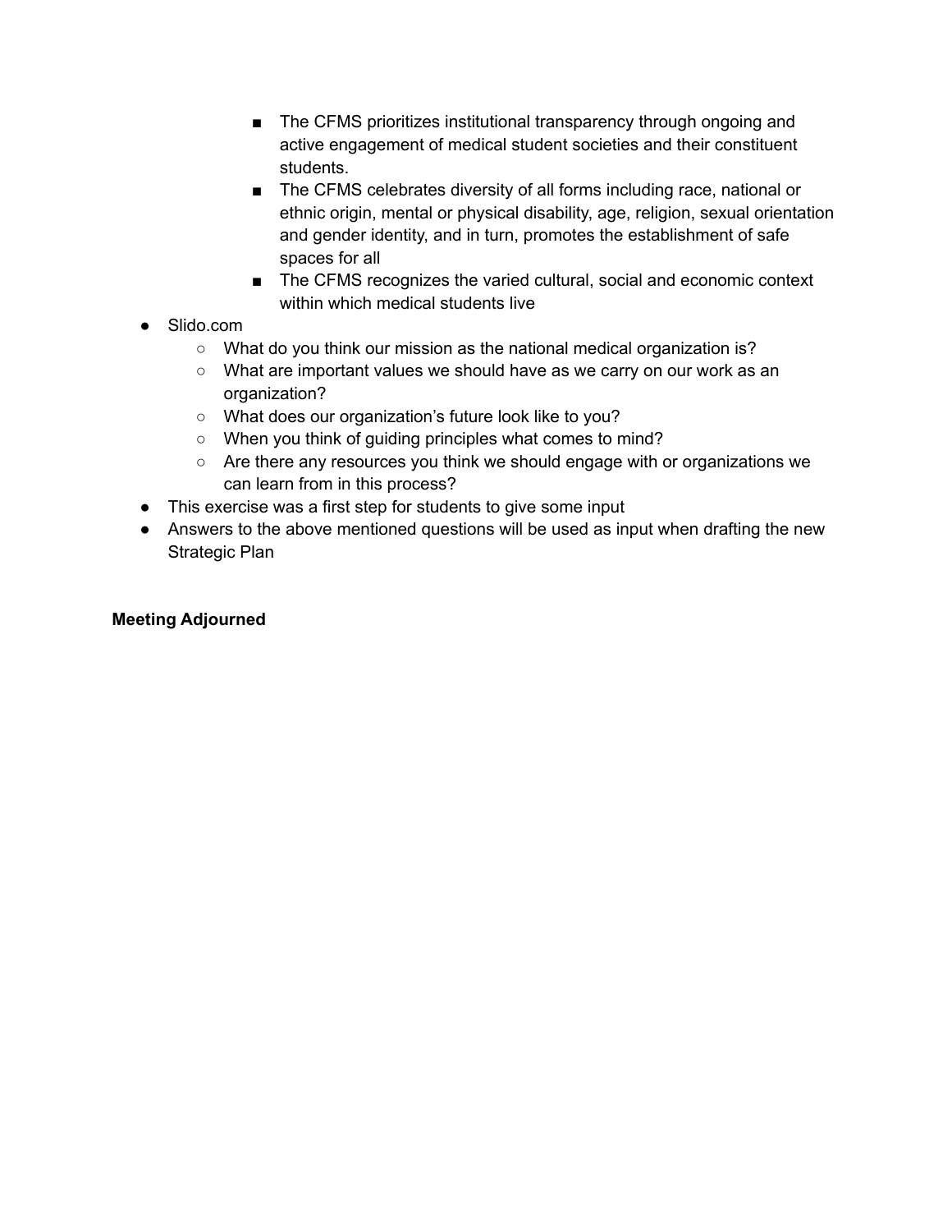- The CFMS prioritizes institutional transparency through ongoing and active engagement of medical student societies and their constituent students.
        - The CFMS celebrates diversity of all forms including race, national or ethnic origin, mental or physical disability, age, religion, sexual orientation and gender identity, and in turn, promotes the establishment of safe spaces for all
        - The CFMS recognizes the varied cultural, social and economic context within which medical students live
- Slido.com
    - What do you think our mission as the national medical organization is?
    - What are important values we should have as we carry on our work as an organization?
    - What does our organization's future look like to you?
    - When you think of guiding principles what comes to mind?
    - Are there any resources you think we should engage with or organizations we can learn from in this process?
- This exercise was a first step for students to give some input
- Answers to the above mentioned questions will be used as input when drafting the new Strategic Plan

**Meeting Adjourned**